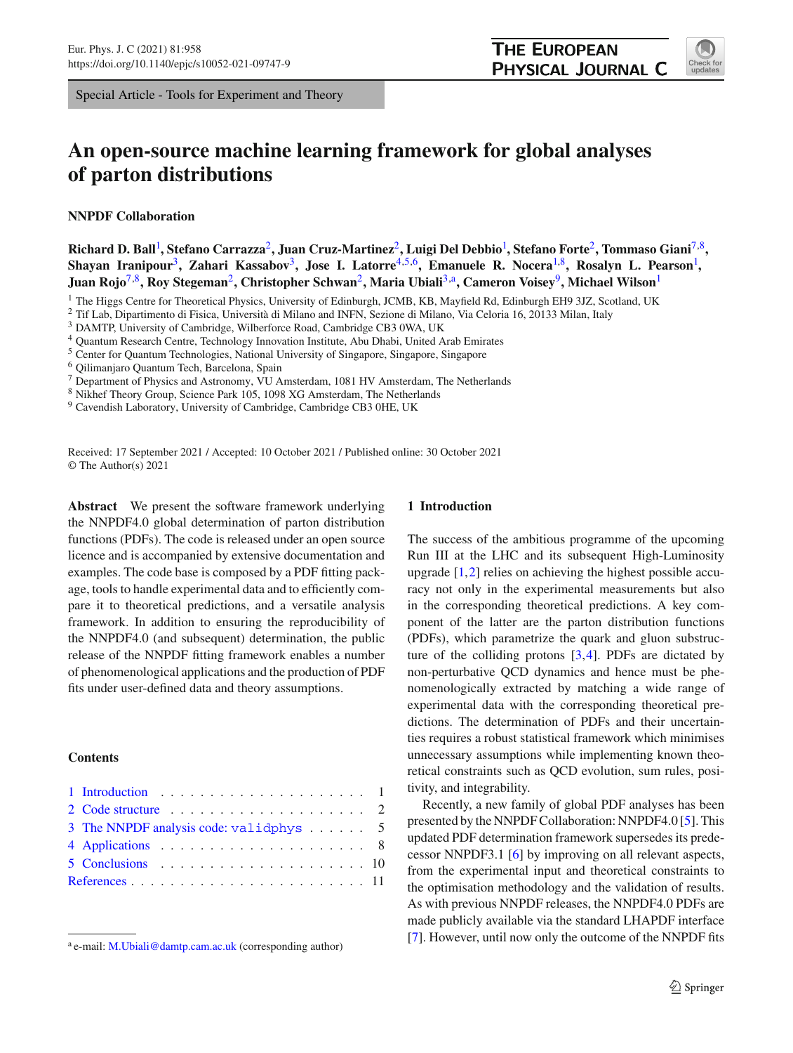Special Article - Tools for Experiment and Theory

# An open-source machine learning framework for global analyses of parton distributions

**NNPDF Collaboration**

**Richard D. Ball**[1], **Stefano Carrazza**[2], **Juan Cruz-Martinez**[2], **Luigi Del Debbio**[1], **Stefano Forte**[2], **Tommaso Giani**[7,8], **Shayan Iranipour**[3], **Zahari Kassabov**[3], **Jose I. Latorre**[4,5,6], **Emanuele R. Nocera**[1,8], **Rosalyn L. Pearson**[1], **Juan Rojo**[7,8], **Roy Stegeman**[2], **Christopher Schwan**[2], **Maria Ubiali**[3,a], **Cameron Voisey**[9], **Michael Wilson**[1]

[1] The Higgs Centre for Theoretical Physics, University of Edinburgh, JCMB, KB, Mayfield Rd, Edinburgh EH9 3JZ, Scotland, UK
[2] Tif Lab, Dipartimento di Fisica, Università di Milano and INFN, Sezione di Milano, Via Celoria 16, 20133 Milan, Italy
[3] DAMTP, University of Cambridge, Wilberforce Road, Cambridge CB3 0WA, UK
[4] Quantum Research Centre, Technology Innovation Institute, Abu Dhabi, United Arab Emirates
[5] Center for Quantum Technologies, National University of Singapore, Singapore, Singapore
[6] Qilimanjaro Quantum Tech, Barcelona, Spain
[7] Department of Physics and Astronomy, VU Amsterdam, 1081 HV Amsterdam, The Netherlands
[8] Nikhef Theory Group, Science Park 105, 1098 XG Amsterdam, The Netherlands
[9] Cavendish Laboratory, University of Cambridge, Cambridge CB3 0HE, UK

Received: 17 September 2021 / Accepted: 10 October 2021 / Published online: 30 October 2021
© The Author(s) 2021

**Abstract** We present the software framework underlying the NNPDF4.0 global determination of parton distribution functions (PDFs). The code is released under an open source licence and is accompanied by extensive documentation and examples. The code base is composed by a PDF fitting package, tools to handle experimental data and to efficiently compare it to theoretical predictions, and a versatile analysis framework. In addition to ensuring the reproducibility of the NNPDF4.0 (and subsequent) determination, the public release of the NNPDF fitting framework enables a number of phenomenological applications and the production of PDF fits under user-defined data and theory assumptions.

**Contents**

1 Introduction . . . . . . . . . . . . . . . . . . . . . 1
2 Code structure . . . . . . . . . . . . . . . . . . . . 2
3 The NNPDF analysis code: `validphys` . . . . . . 5
4 Applications . . . . . . . . . . . . . . . . . . . . 8
5 Conclusions . . . . . . . . . . . . . . . . . . . . . 10
References . . . . . . . . . . . . . . . . . . . . . . . 11

## 1 Introduction

The success of the ambitious programme of the upcoming Run III at the LHC and its subsequent High-Luminosity upgrade [1,2] relies on achieving the highest possible accuracy not only in the experimental measurements but also in the corresponding theoretical predictions. A key component of the latter are the parton distribution functions (PDFs), which parametrize the quark and gluon substructure of the colliding protons [3,4]. PDFs are dictated by non-perturbative QCD dynamics and hence must be phenomenologically extracted by matching a wide range of experimental data with the corresponding theoretical predictions. The determination of PDFs and their uncertainties requires a robust statistical framework which minimises unnecessary assumptions while implementing known theoretical constraints such as QCD evolution, sum rules, positivity, and integrability.

Recently, a new family of global PDF analyses has been presented by the NNPDF Collaboration: NNPDF4.0 [5]. This updated PDF determination framework supersedes its predecessor NNPDF3.1 [6] by improving on all relevant aspects, from the experimental input and theoretical constraints to the optimisation methodology and the validation of results. As with previous NNPDF releases, the NNPDF4.0 PDFs are made publicly available via the standard LHAPDF interface [7]. However, until now only the outcome of the NNPDF fits

[a] e-mail: M.Ubiali@damtp.cam.ac.uk (corresponding author)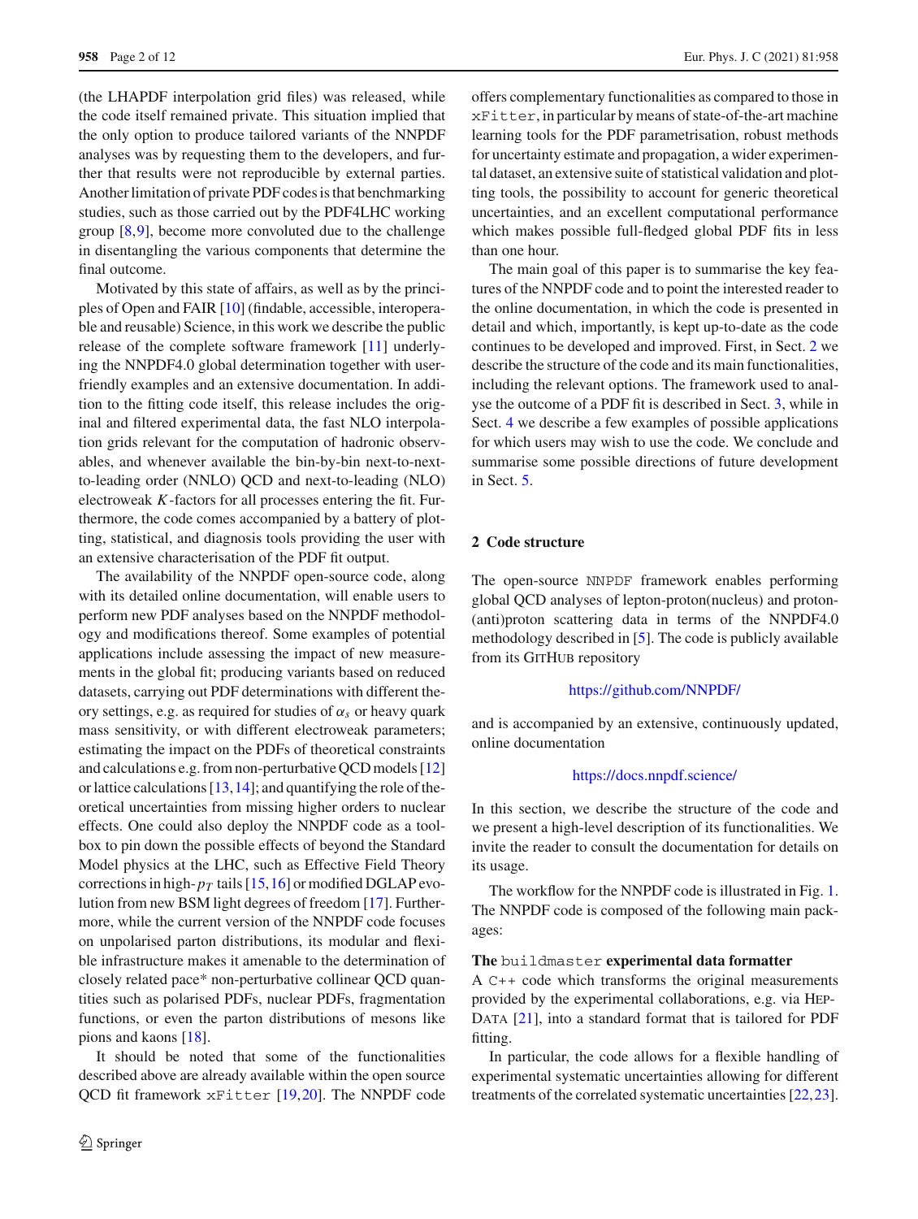(the LHAPDF interpolation grid files) was released, while the code itself remained private. This situation implied that the only option to produce tailored variants of the NNPDF analyses was by requesting them to the developers, and further that results were not reproducible by external parties. Another limitation of private PDF codes is that benchmarking studies, such as those carried out by the PDF4LHC working group [8,9], become more convoluted due to the challenge in disentangling the various components that determine the final outcome.

Motivated by this state of affairs, as well as by the principles of Open and FAIR [10] (findable, accessible, interoperable and reusable) Science, in this work we describe the public release of the complete software framework [11] underlying the NNPDF4.0 global determination together with user-friendly examples and an extensive documentation. In addition to the fitting code itself, this release includes the original and filtered experimental data, the fast NLO interpolation grids relevant for the computation of hadronic observables, and whenever available the bin-by-bin next-to-next-to-leading order (NNLO) QCD and next-to-leading (NLO) electroweak $K$-factors for all processes entering the fit. Furthermore, the code comes accompanied by a battery of plotting, statistical, and diagnosis tools providing the user with an extensive characterisation of the PDF fit output.

The availability of the NNPDF open-source code, along with its detailed online documentation, will enable users to perform new PDF analyses based on the NNPDF methodology and modifications thereof. Some examples of potential applications include assessing the impact of new measurements in the global fit; producing variants based on reduced datasets, carrying out PDF determinations with different theory settings, e.g. as required for studies of $\alpha_s$ or heavy quark mass sensitivity, or with different electroweak parameters; estimating the impact on the PDFs of theoretical constraints and calculations e.g. from non-perturbative QCD models [12] or lattice calculations [13,14]; and quantifying the role of theoretical uncertainties from missing higher orders to nuclear effects. One could also deploy the NNPDF code as a toolbox to pin down the possible effects of beyond the Standard Model physics at the LHC, such as Effective Field Theory corrections in high-$p_T$ tails [15,16] or modified DGLAP evolution from new BSM light degrees of freedom [17]. Furthermore, while the current version of the NNPDF code focuses on unpolarised parton distributions, its modular and flexible infrastructure makes it amenable to the determination of closely related pace* non-perturbative collinear QCD quantities such as polarised PDFs, nuclear PDFs, fragmentation functions, or even the parton distributions of mesons like pions and kaons [18].

It should be noted that some of the functionalities described above are already available within the open source QCD fit framework `xFitter` [19,20]. The NNPDF code offers complementary functionalities as compared to those in `xFitter`, in particular by means of state-of-the-art machine learning tools for the PDF parametrisation, robust methods for uncertainty estimate and propagation, a wider experimental dataset, an extensive suite of statistical validation and plotting tools, the possibility to account for generic theoretical uncertainties, and an excellent computational performance which makes possible full-fledged global PDF fits in less than one hour.

The main goal of this paper is to summarise the key features of the NNPDF code and to point the interested reader to the online documentation, in which the code is presented in detail and which, importantly, is kept up-to-date as the code continues to be developed and improved. First, in Sect. 2 we describe the structure of the code and its main functionalities, including the relevant options. The framework used to analyse the outcome of a PDF fit is described in Sect. 3, while in Sect. 4 we describe a few examples of possible applications for which users may wish to use the code. We conclude and summarise some possible directions of future development in Sect. 5.

## 2 Code structure

The open-source `NNPDF` framework enables performing global QCD analyses of lepton-proton(nucleus) and proton-(anti)proton scattering data in terms of the NNPDF4.0 methodology described in [5]. The code is publicly available from its GitHub repository

https://github.com/NNPDF/

and is accompanied by an extensive, continuously updated, online documentation

https://docs.nnpdf.science/

In this section, we describe the structure of the code and we present a high-level description of its functionalities. We invite the reader to consult the documentation for details on its usage.

The workflow for the NNPDF code is illustrated in Fig. 1. The NNPDF code is composed of the following main packages:

**The `buildmaster` experimental data formatter**
A C++ code which transforms the original measurements provided by the experimental collaborations, e.g. via HepData [21], into a standard format that is tailored for PDF fitting.

In particular, the code allows for a flexible handling of experimental systematic uncertainties allowing for different treatments of the correlated systematic uncertainties [22,23].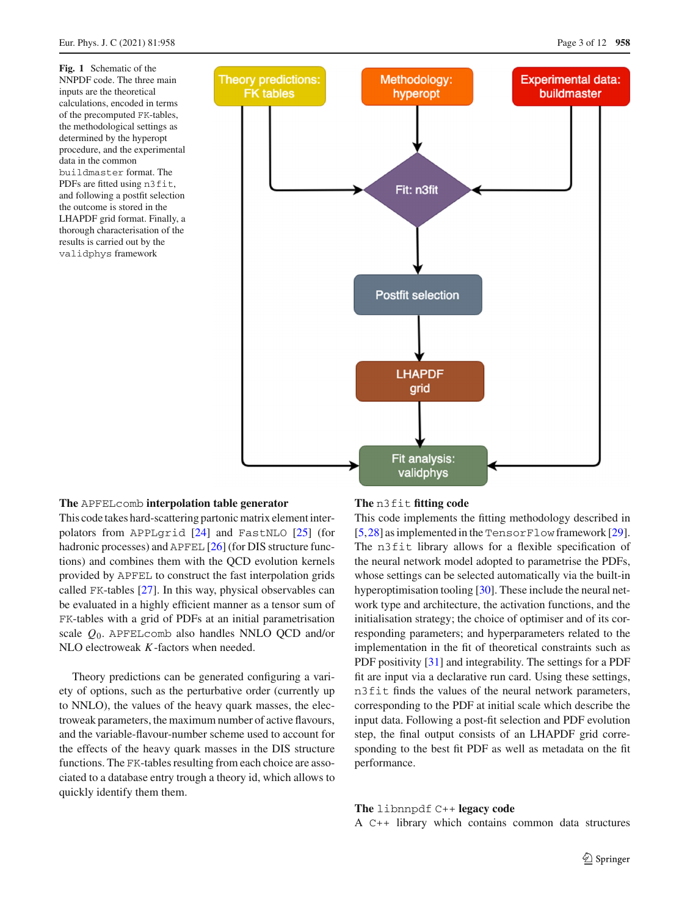Fig. 1 Schematic of the NNPDF code. The three main inputs are the theoretical calculations, encoded in terms of the precomputed FK-tables, the methodological settings as determined by the hyperopt procedure, and the experimental data in the common `buildmaster` format. The PDFs are fitted using `n3fit`, and following a postfit selection the outcome is stored in the LHAPDF grid format. Finally, a thorough characterisation of the results is carried out by the `validphys` framework

**The `APFELcomb` interpolation table generator**
This code takes hard-scattering partonic matrix element interpolators from `APPLgrid` [24] and `FastNLO` [25] (for hadronic processes) and `APFEL` [26] (for DIS structure functions) and combines them with the QCD evolution kernels provided by `APFEL` to construct the fast interpolation grids called FK-tables [27]. In this way, physical observables can be evaluated in a highly efficient manner as a tensor sum of FK-tables with a grid of PDFs at an initial parametrisation scale $Q_0$. `APFELcomb` also handles NNLO QCD and/or NLO electroweak $K$-factors when needed.

Theory predictions can be generated configuring a variety of options, such as the perturbative order (currently up to NNLO), the values of the heavy quark masses, the electroweak parameters, the maximum number of active flavours, and the variable-flavour-number scheme used to account for the effects of the heavy quark masses in the DIS structure functions. The FK-tables resulting from each choice are associated to a database entry trough a theory id, which allows to quickly identify them them.

**The `n3fit` fitting code**
This code implements the fitting methodology described in [5,28] as implemented in the `TensorFlow` framework [29]. The `n3fit` library allows for a flexible specification of the neural network model adopted to parametrise the PDFs, whose settings can be selected automatically via the built-in hyperoptimisation tooling [30]. These include the neural network type and architecture, the activation functions, and the initialisation strategy; the choice of optimiser and of its corresponding parameters; and hyperparameters related to the implementation in the fit of theoretical constraints such as PDF positivity [31] and integrability. The settings for a PDF fit are input via a declarative run card. Using these settings, `n3fit` finds the values of the neural network parameters, corresponding to the PDF at initial scale which describe the input data. Following a post-fit selection and PDF evolution step, the final output consists of an LHAPDF grid corresponding to the best fit PDF as well as metadata on the fit performance.

**The `libnnpdf` `C++` legacy code**
A `C++` library which contains common data structures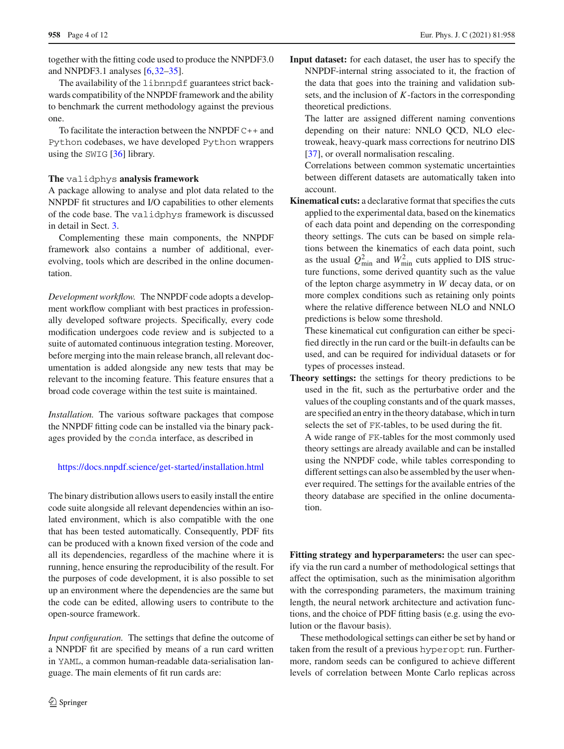together with the fitting code used to produce the NNPDF3.0 and NNPDF3.1 analyses [6,32–35].

The availability of the `libnnpdf` guarantees strict backwards compatibility of the NNPDF framework and the ability to benchmark the current methodology against the previous one.

To facilitate the interaction between the NNPDF `C++` and `Python` codebases, we have developed `Python` wrappers using the `SWIG` [36] library.

**The `validphys` analysis framework**
A package allowing to analyse and plot data related to the NNPDF fit structures and I/O capabilities to other elements of the code base. The `validphys` framework is discussed in detail in Sect. 3.

Complementing these main components, the NNPDF framework also contains a number of additional, ever-evolving, tools which are described in the online documentation.

*Development workflow.* The NNPDF code adopts a development workflow compliant with best practices in professionally developed software projects. Specifically, every code modification undergoes code review and is subjected to a suite of automated continuous integration testing. Moreover, before merging into the main release branch, all relevant documentation is added alongside any new tests that may be relevant to the incoming feature. This feature ensures that a broad code coverage within the test suite is maintained.

*Installation.* The various software packages that compose the NNPDF fitting code can be installed via the binary packages provided by the `conda` interface, as described in

https://docs.nnpdf.science/get-started/installation.html

The binary distribution allows users to easily install the entire code suite alongside all relevant dependencies within an isolated environment, which is also compatible with the one that has been tested automatically. Consequently, PDF fits can be produced with a known fixed version of the code and all its dependencies, regardless of the machine where it is running, hence ensuring the reproducibility of the result. For the purposes of code development, it is also possible to set up an environment where the dependencies are the same but the code can be edited, allowing users to contribute to the open-source framework.

*Input configuration.* The settings that define the outcome of a NNPDF fit are specified by means of a run card written in `YAML`, a common human-readable data-serialisation language. The main elements of fit run cards are:

- **Input dataset:** for each dataset, the user has to specify the NNPDF-internal string associated to it, the fraction of the data that goes into the training and validation subsets, and the inclusion of $K$-factors in the corresponding theoretical predictions.
  The latter are assigned different naming conventions depending on their nature: NNLO QCD, NLO electroweak, heavy-quark mass corrections for neutrino DIS [37], or overall normalisation rescaling.
  Correlations between common systematic uncertainties between different datasets are automatically taken into account.
- **Kinematical cuts:** a declarative format that specifies the cuts applied to the experimental data, based on the kinematics of each data point and depending on the corresponding theory settings. The cuts can be based on simple relations between the kinematics of each data point, such as the usual $Q^2_{\rm min}$ and $W^2_{\rm min}$ cuts applied to DIS structure functions, some derived quantity such as the value of the lepton charge asymmetry in $W$ decay data, or on more complex conditions such as retaining only points where the relative difference between NLO and NNLO predictions is below some threshold.
  These kinematical cut configuration can either be specified directly in the run card or the built-in defaults can be used, and can be required for individual datasets or for types of processes instead.
- **Theory settings:** the settings for theory predictions to be used in the fit, such as the perturbative order and the values of the coupling constants and of the quark masses, are specified an entry in the theory database, which in turn selects the set of `FK`-tables, to be used during the fit.
  A wide range of `FK`-tables for the most commonly used theory settings are already available and can be installed using the NNPDF code, while tables corresponding to different settings can also be assembled by the user whenever required. The settings for the available entries of the theory database are specified in the online documentation.

**Fitting strategy and hyperparameters:** the user can specify via the run card a number of methodological settings that affect the optimisation, such as the minimisation algorithm with the corresponding parameters, the maximum training length, the neural network architecture and activation functions, and the choice of PDF fitting basis (e.g. using the evolution or the flavour basis).

These methodological settings can either be set by hand or taken from the result of a previous `hyperopt` run. Furthermore, random seeds can be configured to achieve different levels of correlation between Monte Carlo replicas across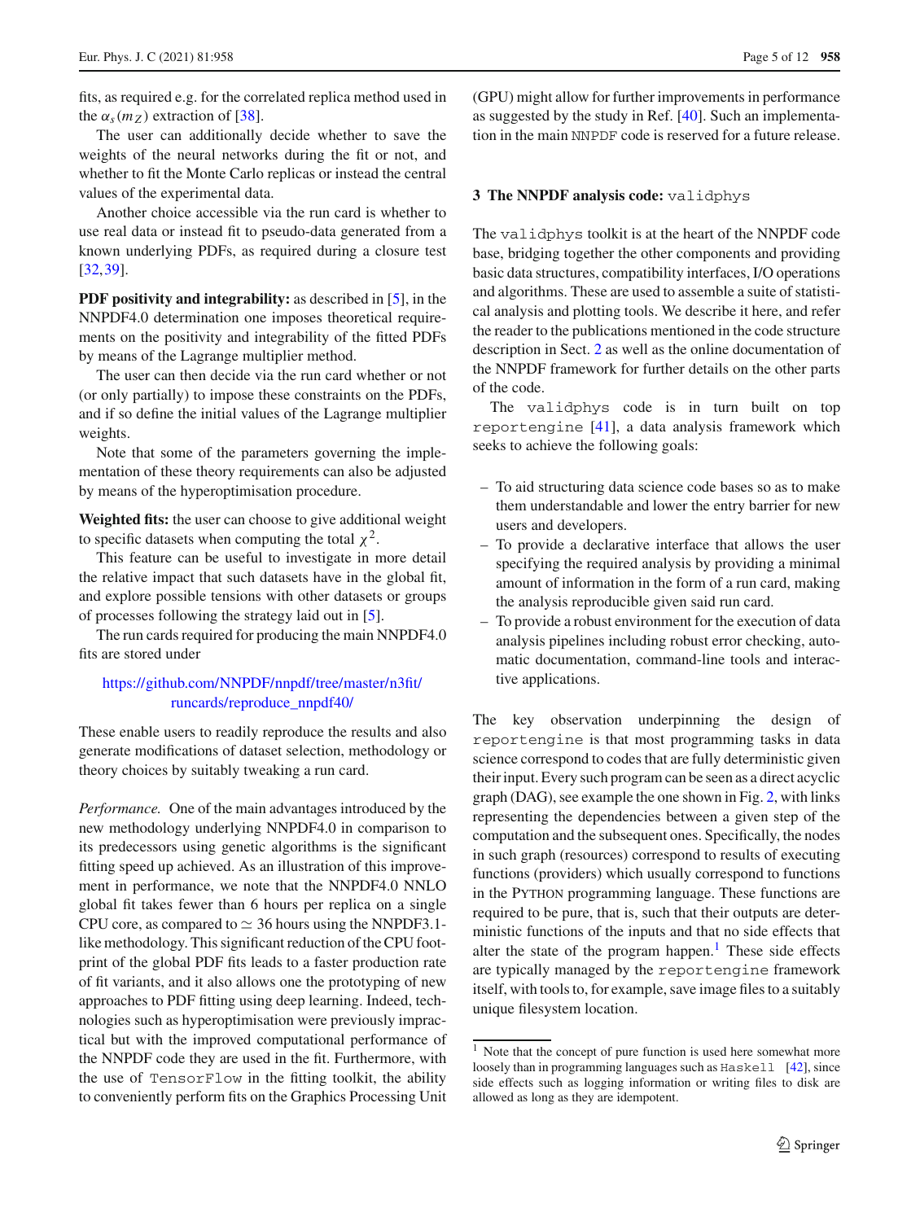fits, as required e.g. for the correlated replica method used in the $\alpha_s(m_Z)$ extraction of [38].

The user can additionally decide whether to save the weights of the neural networks during the fit or not, and whether to fit the Monte Carlo replicas or instead the central values of the experimental data.

Another choice accessible via the run card is whether to use real data or instead fit to pseudo-data generated from a known underlying PDFs, as required during a closure test [32,39].

**PDF positivity and integrability:** as described in [5], in the NNPDF4.0 determination one imposes theoretical requirements on the positivity and integrability of the fitted PDFs by means of the Lagrange multiplier method.

The user can then decide via the run card whether or not (or only partially) to impose these constraints on the PDFs, and if so define the initial values of the Lagrange multiplier weights.

Note that some of the parameters governing the implementation of these theory requirements can also be adjusted by means of the hyperoptimisation procedure.

**Weighted fits:** the user can choose to give additional weight to specific datasets when computing the total $\chi^2$.

This feature can be useful to investigate in more detail the relative impact that such datasets have in the global fit, and explore possible tensions with other datasets or groups of processes following the strategy laid out in [5].

The run cards required for producing the main NNPDF4.0 fits are stored under

https://github.com/NNPDF/nnpdf/tree/master/n3fit/runcards/reproduce_nnpdf40/

These enable users to readily reproduce the results and also generate modifications of dataset selection, methodology or theory choices by suitably tweaking a run card.

*Performance.* One of the main advantages introduced by the new methodology underlying NNPDF4.0 in comparison to its predecessors using genetic algorithms is the significant fitting speed up achieved. As an illustration of this improvement in performance, we note that the NNPDF4.0 NNLO global fit takes fewer than 6 hours per replica on a single CPU core, as compared to $\simeq$ 36 hours using the NNPDF3.1-like methodology. This significant reduction of the CPU footprint of the global PDF fits leads to a faster production rate of fit variants, and it also allows one the prototyping of new approaches to PDF fitting using deep learning. Indeed, technologies such as hyperoptimisation were previously impractical but with the improved computational performance of the NNPDF code they are used in the fit. Furthermore, with the use of `TensorFlow` in the fitting toolkit, the ability to conveniently perform fits on the Graphics Processing Unit (GPU) might allow for further improvements in performance as suggested by the study in Ref. [40]. Such an implementation in the main `NNPDF` code is reserved for a future release.

## 3 The NNPDF analysis code: `validphys`

The `validphys` toolkit is at the heart of the NNPDF code base, bridging together the other components and providing basic data structures, compatibility interfaces, I/O operations and algorithms. These are used to assemble a suite of statistical analysis and plotting tools. We describe it here, and refer the reader to the publications mentioned in the code structure description in Sect. 2 as well as the online documentation of the NNPDF framework for further details on the other parts of the code.

The `validphys` code is in turn built on top `reportengine` [41], a data analysis framework which seeks to achieve the following goals:

- To aid structuring data science code bases so as to make them understandable and lower the entry barrier for new users and developers.
- To provide a declarative interface that allows the user specifying the required analysis by providing a minimal amount of information in the form of a run card, making the analysis reproducible given said run card.
- To provide a robust environment for the execution of data analysis pipelines including robust error checking, automatic documentation, command-line tools and interactive applications.

The key observation underpinning the design of `reportengine` is that most programming tasks in data science correspond to codes that are fully deterministic given their input. Every such program can be seen as a direct acyclic graph (DAG), see example the one shown in Fig. 2, with links representing the dependencies between a given step of the computation and the subsequent ones. Specifically, the nodes in such graph (resources) correspond to results of executing functions (providers) which usually correspond to functions in the PYTHON programming language. These functions are required to be pure, that is, such that their outputs are deterministic functions of the inputs and that no side effects that alter the state of the program happen.[1] These side effects are typically managed by the `reportengine` framework itself, with tools to, for example, save image files to a suitably unique filesystem location.

[1] Note that the concept of pure function is used here somewhat more loosely than in programming languages such as `Haskell` [42], since side effects such as logging information or writing files to disk are allowed as long as they are idempotent.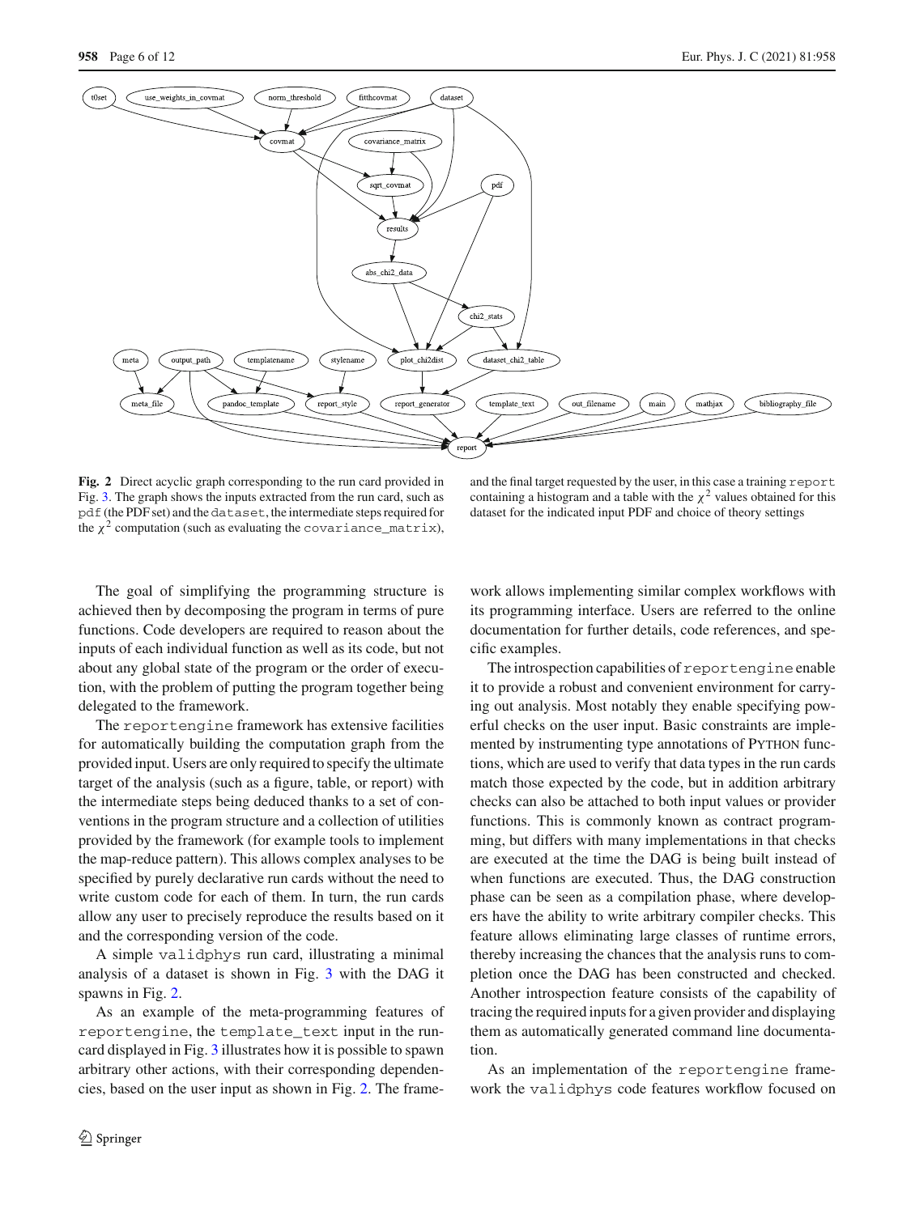**Fig. 2** Direct acyclic graph corresponding to the run card provided in Fig. 3. The graph shows the inputs extracted from the run card, such as `pdf` (the PDF set) and the `dataset`, the intermediate steps required for the $\chi^2$ computation (such as evaluating the `covariance_matrix`), and the final target requested by the user, in this case a training `report` containing a histogram and a table with the $\chi^2$ values obtained for this dataset for the indicated input PDF and choice of theory settings

The goal of simplifying the programming structure is achieved then by decomposing the program in terms of pure functions. Code developers are required to reason about the inputs of each individual function as well as its code, but not about any global state of the program or the order of execution, with the problem of putting the program together being delegated to the framework.

The `reportengine` framework has extensive facilities for automatically building the computation graph from the provided input. Users are only required to specify the ultimate target of the analysis (such as a figure, table, or report) with the intermediate steps being deduced thanks to a set of conventions in the program structure and a collection of utilities provided by the framework (for example tools to implement the map-reduce pattern). This allows complex analyses to be specified by purely declarative run cards without the need to write custom code for each of them. In turn, the run cards allow any user to precisely reproduce the results based on it and the corresponding version of the code.

A simple `validphys` run card, illustrating a minimal analysis of a dataset is shown in Fig. 3 with the DAG it spawns in Fig. 2.

As an example of the meta-programming features of `reportengine`, the `template_text` input in the runcard displayed in Fig. 3 illustrates how it is possible to spawn arbitrary other actions, with their corresponding dependencies, based on the user input as shown in Fig. 2. The framework allows implementing similar complex workflows with its programming interface. Users are referred to the online documentation for further details, code references, and specific examples.

The introspection capabilities of `reportengine` enable it to provide a robust and convenient environment for carrying out analysis. Most notably they enable specifying powerful checks on the user input. Basic constraints are implemented by instrumenting type annotations of Python functions, which are used to verify that data types in the run cards match those expected by the code, but in addition arbitrary checks can also be attached to both input values or provider functions. This is commonly known as contract programming, but differs with many implementations in that checks are executed at the time the DAG is being built instead of when functions are executed. Thus, the DAG construction phase can be seen as a compilation phase, where developers have the ability to write arbitrary compiler checks. This feature allows eliminating large classes of runtime errors, thereby increasing the chances that the analysis runs to completion once the DAG has been constructed and checked. Another introspection feature consists of the capability of tracing the required inputs for a given provider and displaying them as automatically generated command line documentation.

As an implementation of the `reportengine` framework the `validphys` code features workflow focused on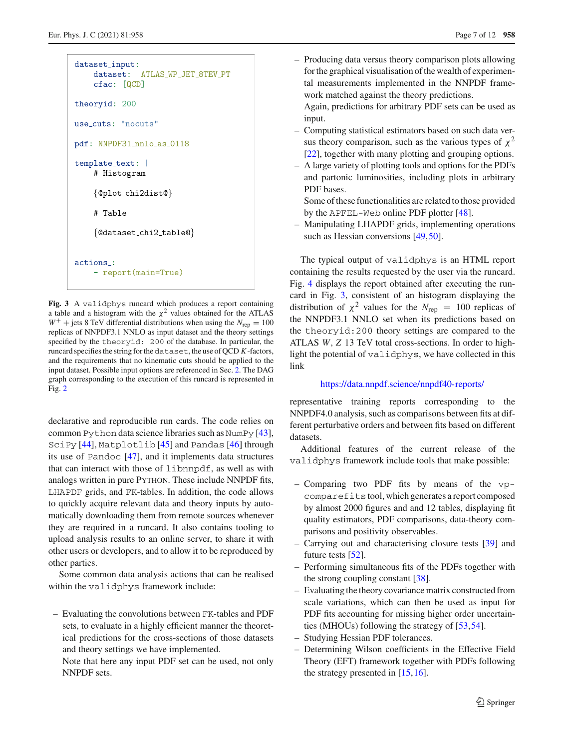```
dataset_input:
    dataset:  ATLAS_WP_JET_8TEV_PT
    cfac: [QCD]

theoryid: 200

use_cuts: "nocuts"

pdf: NNPDF31_nnlo_as_0118

template_text: |
    # Histogram

    {@plot_chi2dist@}

    # Table

    {@dataset_chi2_table@}


actions_:
    - report(main=True)
```

**Fig. 3** A validphys runcard which produces a report containing a table and a histogram with the $\chi^2$ values obtained for the ATLAS $W^+ +$jets 8 TeV differential distributions when using the $N_{\rm rep} = 100$ replicas of NNPDF3.1 NNLO as input dataset and the theory settings specified by the theoryid: 200 of the database. In particular, the runcard specifies the string for the dataset, the use of QCD $K$-factors, and the requirements that no kinematic cuts should be applied to the input dataset. Possible input options are referenced in Sec. 2. The DAG graph corresponding to the execution of this runcard is represented in Fig. 2

declarative and reproducible run cards. The code relies on common Python data science libraries such as NumPy [43], SciPy [44], Matplotlib [45] and Pandas [46] through its use of Pandoc [47], and it implements data structures that can interact with those of libnnpdf, as well as with analogs written in pure PYTHON. These include NNPDF fits, LHAPDF grids, and FK-tables. In addition, the code allows to quickly acquire relevant data and theory inputs by automatically downloading them from remote sources whenever they are required in a runcard. It also contains tooling to upload analysis results to an online server, to share it with other users or developers, and to allow it to be reproduced by other parties.

Some common data analysis actions that can be realised within the validphys framework include:

- Evaluating the convolutions between FK-tables and PDF sets, to evaluate in a highly efficient manner the theoretical predictions for the cross-sections of those datasets and theory settings we have implemented.
  Note that here any input PDF set can be used, not only NNPDF sets.
- Producing data versus theory comparison plots allowing for the graphical visualisation of the wealth of experimental measurements implemented in the NNPDF framework matched against the theory predictions.
  Again, predictions for arbitrary PDF sets can be used as input.
- Computing statistical estimators based on such data versus theory comparison, such as the various types of $\chi^2$ [22], together with many plotting and grouping options.
- A large variety of plotting tools and options for the PDFs and partonic luminosities, including plots in arbitrary PDF bases.
  Some of these functionalities are related to those provided by the APFEL-Web online PDF plotter [48].
- Manipulating LHAPDF grids, implementing operations such as Hessian conversions [49,50].

The typical output of validphys is an HTML report containing the results requested by the user via the runcard. Fig. 4 displays the report obtained after executing the runcard in Fig. 3, consistent of an histogram displaying the distribution of $\chi^2$ values for the $N_{\rm rep} = 100$ replicas of the NNPDF3.1 NNLO set when its predictions based on the theoryid:200 theory settings are compared to the ATLAS $W$, $Z$ 13 TeV total cross-sections. In order to highlight the potential of validphys, we have collected in this link

https://data.nnpdf.science/nnpdf40-reports/

representative training reports corresponding to the NNPDF4.0 analysis, such as comparisons between fits at different perturbative orders and between fits based on different datasets.

Additional features of the current release of the validphys framework include tools that make possible:

- Comparing two PDF fits by means of the vp-comparefits tool, which generates a report composed by almost 2000 figures and and 12 tables, displaying fit quality estimators, PDF comparisons, data-theory comparisons and positivity observables.
- Carrying out and characterising closure tests [39] and future tests [52].
- Performing simultaneous fits of the PDFs together with the strong coupling constant [38].
- Evaluating the theory covariance matrix constructed from scale variations, which can then be used as input for PDF fits accounting for missing higher order uncertainties (MHOUs) following the strategy of [53,54].
- Studying Hessian PDF tolerances.
- Determining Wilson coefficients in the Effective Field Theory (EFT) framework together with PDFs following the strategy presented in [15,16].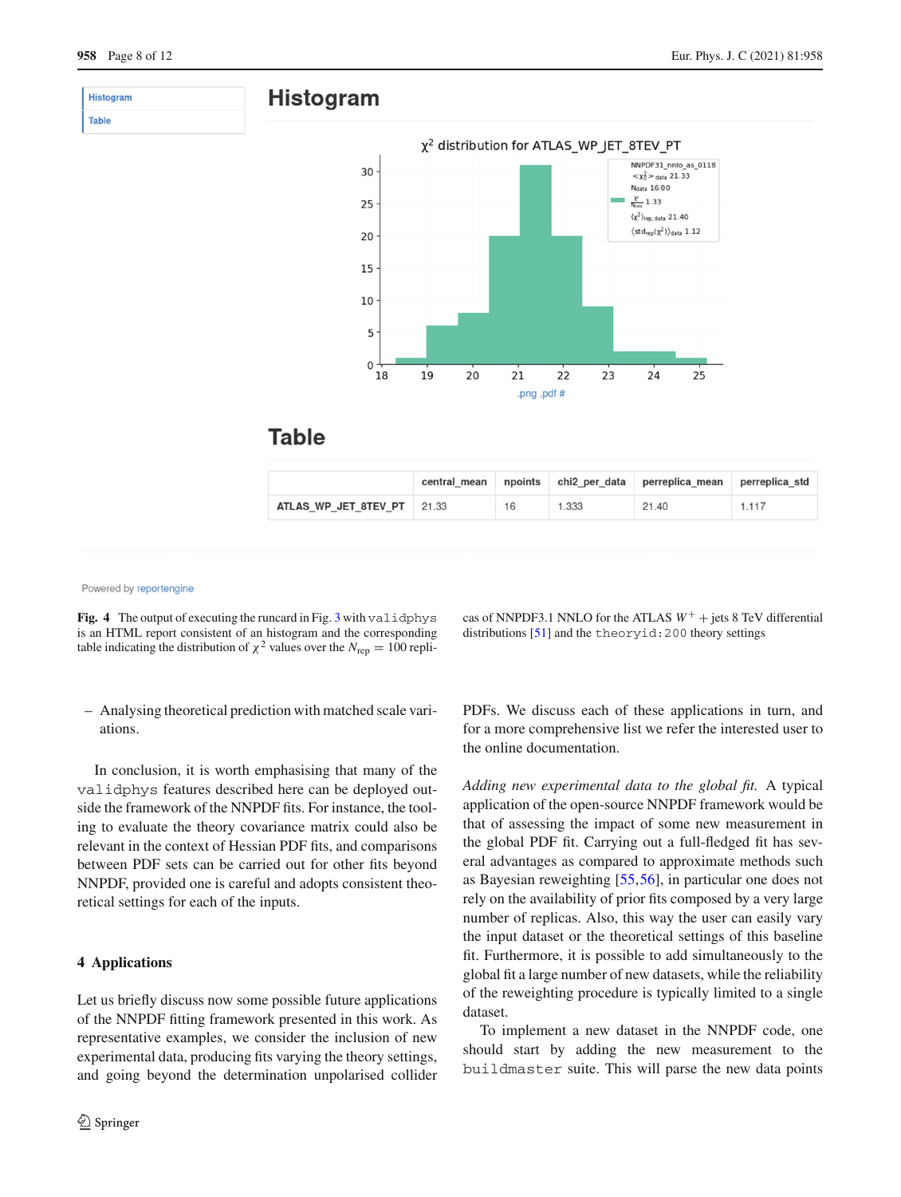**Histogram**

**Table**

# Histogram

# Table

| | central_mean | npoints | chi2_per_data | perreplica_mean | perreplica_std |
|---|---|---|---|---|---|
| ATLAS_WP_JET_8TEV_PT | 21.33 | 16 | 1.333 | 21.40 | 1.117 |

Powered by reportengine

**Fig. 4** The output of executing the runcard in Fig. 3 with validphys is an HTML report consistent of an histogram and the corresponding table indicating the distribution of $\chi^2$ values over the $N_{\rm rep} = 100$ replicas of NNPDF3.1 NNLO for the ATLAS $W^+$ + jets 8 TeV differential distributions [51] and the theoryid:200 theory settings

– Analysing theoretical prediction with matched scale variations.

In conclusion, it is worth emphasising that many of the validphys features described here can be deployed outside the framework of the NNPDF fits. For instance, the tooling to evaluate the theory covariance matrix could also be relevant in the context of Hessian PDF fits, and comparisons between PDF sets can be carried out for other fits beyond NNPDF, provided one is careful and adopts consistent theoretical settings for each of the inputs.

## 4 Applications

Let us briefly discuss now some possible future applications of the NNPDF fitting framework presented in this work. As representative examples, we consider the inclusion of new experimental data, producing fits varying the theory settings, and going beyond the determination unpolarised collider PDFs. We discuss each of these applications in turn, and for a more comprehensive list we refer the interested user to the online documentation.

*Adding new experimental data to the global fit.* A typical application of the open-source NNPDF framework would be that of assessing the impact of some new measurement in the global PDF fit. Carrying out a full-fledged fit has several advantages as compared to approximate methods such as Bayesian reweighting [55,56], in particular one does not rely on the availability of prior fits composed by a very large number of replicas. Also, this way the user can easily vary the input dataset or the theoretical settings of this baseline fit. Furthermore, it is possible to add simultaneously to the global fit a large number of new datasets, while the reliability of the reweighting procedure is typically limited to a single dataset.

To implement a new dataset in the NNPDF code, one should start by adding the new measurement to the buildmaster suite. This will parse the new data points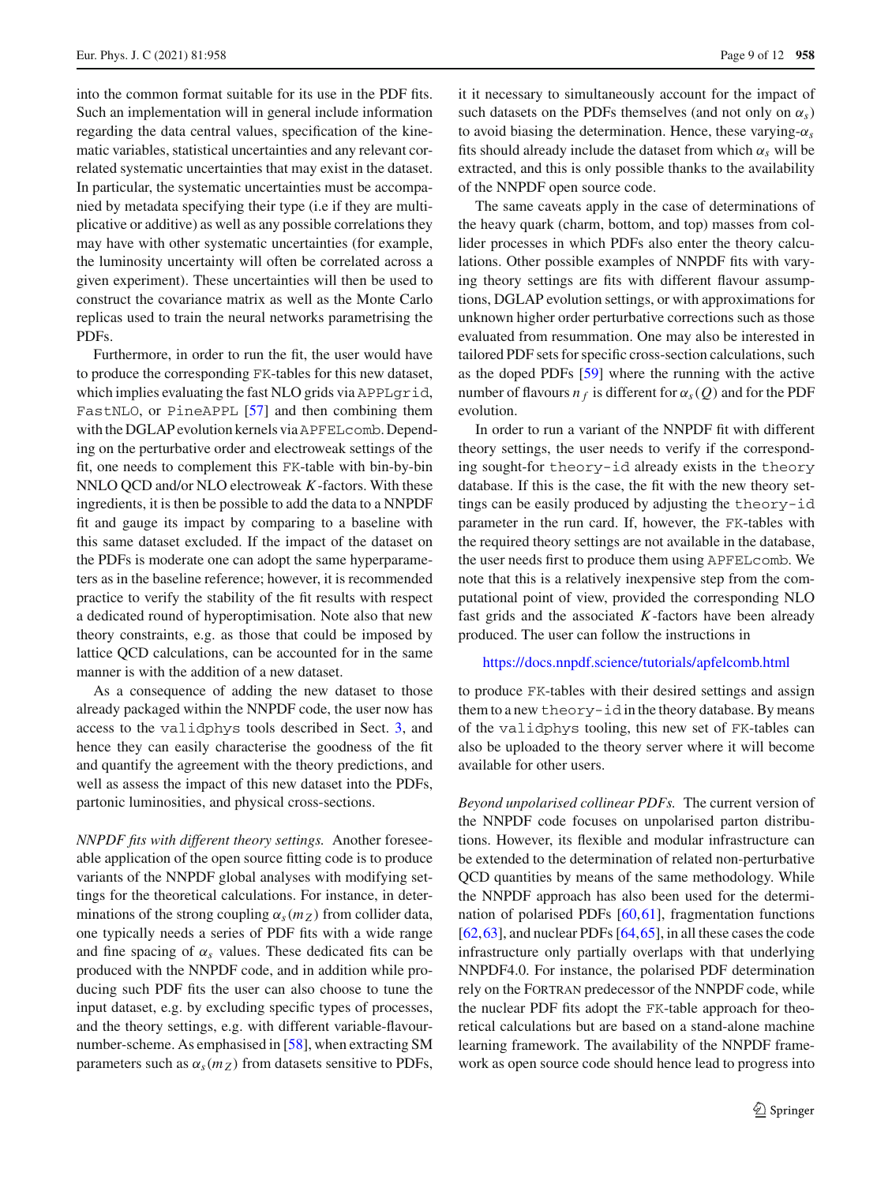into the common format suitable for its use in the PDF fits. Such an implementation will in general include information regarding the data central values, specification of the kinematic variables, statistical uncertainties and any relevant correlated systematic uncertainties that may exist in the dataset. In particular, the systematic uncertainties must be accompanied by metadata specifying their type (i.e if they are multiplicative or additive) as well as any possible correlations they may have with other systematic uncertainties (for example, the luminosity uncertainty will often be correlated across a given experiment). These uncertainties will then be used to construct the covariance matrix as well as the Monte Carlo replicas used to train the neural networks parametrising the PDFs.

Furthermore, in order to run the fit, the user would have to produce the corresponding `FK`-tables for this new dataset, which implies evaluating the fast NLO grids via `APPLgrid`, `FastNLO`, or `PineAPPL` [57] and then combining them with the DGLAP evolution kernels via `APFELcomb`. Depending on the perturbative order and electroweak settings of the fit, one needs to complement this `FK`-table with bin-by-bin NNLO QCD and/or NLO electroweak $K$-factors. With these ingredients, it is then be possible to add the data to a NNPDF fit and gauge its impact by comparing to a baseline with this same dataset excluded. If the impact of the dataset on the PDFs is moderate one can adopt the same hyperparameters as in the baseline reference; however, it is recommended practice to verify the stability of the fit results with respect a dedicated round of hyperoptimisation. Note also that new theory constraints, e.g. as those that could be imposed by lattice QCD calculations, can be accounted for in the same manner is with the addition of a new dataset.

As a consequence of adding the new dataset to those already packaged within the NNPDF code, the user now has access to the `validphys` tools described in Sect. 3, and hence they can easily characterise the goodness of the fit and quantify the agreement with the theory predictions, and well as assess the impact of this new dataset into the PDFs, partonic luminosities, and physical cross-sections.

*NNPDF fits with different theory settings.* Another foreseeable application of the open source fitting code is to produce variants of the NNPDF global analyses with modifying settings for the theoretical calculations. For instance, in determinations of the strong coupling $\alpha_s(m_Z)$ from collider data, one typically needs a series of PDF fits with a wide range and fine spacing of $\alpha_s$ values. These dedicated fits can be produced with the NNPDF code, and in addition while producing such PDF fits the user can also choose to tune the input dataset, e.g. by excluding specific types of processes, and the theory settings, e.g. with different variable-flavour-number-scheme. As emphasised in [58], when extracting SM parameters such as $\alpha_s(m_Z)$ from datasets sensitive to PDFs, it it necessary to simultaneously account for the impact of such datasets on the PDFs themselves (and not only on $\alpha_s$) to avoid biasing the determination. Hence, these varying-$\alpha_s$ fits should already include the dataset from which $\alpha_s$ will be extracted, and this is only possible thanks to the availability of the NNPDF open source code.

The same caveats apply in the case of determinations of the heavy quark (charm, bottom, and top) masses from collider processes in which PDFs also enter the theory calculations. Other possible examples of NNPDF fits with varying theory settings are fits with different flavour assumptions, DGLAP evolution settings, or with approximations for unknown higher order perturbative corrections such as those evaluated from resummation. One may also be interested in tailored PDF sets for specific cross-section calculations, such as the doped PDFs [59] where the running with the active number of flavours $n_f$ is different for $\alpha_s(Q)$ and for the PDF evolution.

In order to run a variant of the NNPDF fit with different theory settings, the user needs to verify if the corresponding sought-for `theory-id` already exists in the `theory` database. If this is the case, the fit with the new theory settings can be easily produced by adjusting the `theory-id` parameter in the run card. If, however, the `FK`-tables with the required theory settings are not available in the database, the user needs first to produce them using `APFELcomb`. We note that this is a relatively inexpensive step from the computational point of view, provided the corresponding NLO fast grids and the associated $K$-factors have been already produced. The user can follow the instructions in

https://docs.nnpdf.science/tutorials/apfelcomb.html

to produce `FK`-tables with their desired settings and assign them to a new `theory-id` in the theory database. By means of the `validphys` tooling, this new set of `FK`-tables can also be uploaded to the theory server where it will become available for other users.

*Beyond unpolarised collinear PDFs.* The current version of the NNPDF code focuses on unpolarised parton distributions. However, its flexible and modular infrastructure can be extended to the determination of related non-perturbative QCD quantities by means of the same methodology. While the NNPDF approach has also been used for the determination of polarised PDFs [60,61], fragmentation functions [62,63], and nuclear PDFs [64,65], in all these cases the code infrastructure only partially overlaps with that underlying NNPDF4.0. For instance, the polarised PDF determination rely on the FORTRAN predecessor of the NNPDF code, while the nuclear PDF fits adopt the `FK`-table approach for theoretical calculations but are based on a stand-alone machine learning framework. The availability of the NNPDF framework as open source code should hence lead to progress into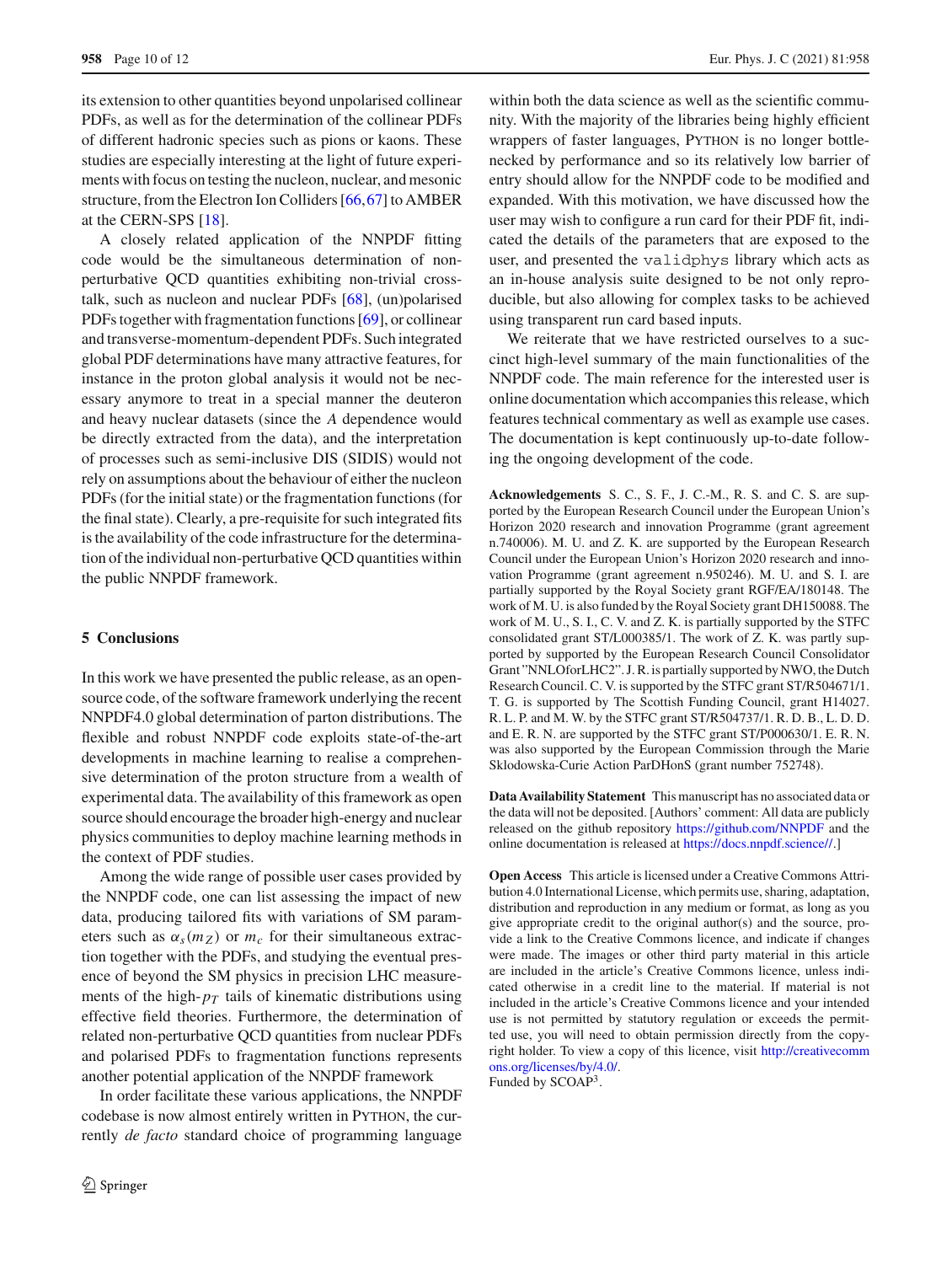its extension to other quantities beyond unpolarised collinear PDFs, as well as for the determination of the collinear PDFs of different hadronic species such as pions or kaons. These studies are especially interesting at the light of future experiments with focus on testing the nucleon, nuclear, and mesonic structure, from the Electron Ion Colliders [66,67] to AMBER at the CERN-SPS [18].

A closely related application of the NNPDF fitting code would be the simultaneous determination of non-perturbative QCD quantities exhibiting non-trivial cross-talk, such as nucleon and nuclear PDFs [68], (un)polarised PDFs together with fragmentation functions [69], or collinear and transverse-momentum-dependent PDFs. Such integrated global PDF determinations have many attractive features, for instance in the proton global analysis it would not be necessary anymore to treat in a special manner the deuteron and heavy nuclear datasets (since the $A$ dependence would be directly extracted from the data), and the interpretation of processes such as semi-inclusive DIS (SIDIS) would not rely on assumptions about the behaviour of either the nucleon PDFs (for the initial state) or the fragmentation functions (for the final state). Clearly, a pre-requisite for such integrated fits is the availability of the code infrastructure for the determination of the individual non-perturbative QCD quantities within the public NNPDF framework.

## 5 Conclusions

In this work we have presented the public release, as an open-source code, of the software framework underlying the recent NNPDF4.0 global determination of parton distributions. The flexible and robust NNPDF code exploits state-of-the-art developments in machine learning to realise a comprehensive determination of the proton structure from a wealth of experimental data. The availability of this framework as open source should encourage the broader high-energy and nuclear physics communities to deploy machine learning methods in the context of PDF studies.

Among the wide range of possible user cases provided by the NNPDF code, one can list assessing the impact of new data, producing tailored fits with variations of SM parameters such as $\alpha_s(m_Z)$ or $m_c$ for their simultaneous extraction together with the PDFs, and studying the eventual presence of beyond the SM physics in precision LHC measurements of the high-$p_T$ tails of kinematic distributions using effective field theories. Furthermore, the determination of related non-perturbative QCD quantities from nuclear PDFs and polarised PDFs to fragmentation functions represents another potential application of the NNPDF framework

In order facilitate these various applications, the NNPDF codebase is now almost entirely written in Python, the currently *de facto* standard choice of programming language within both the data science as well as the scientific community. With the majority of the libraries being highly efficient wrappers of faster languages, Python is no longer bottlenecked by performance and so its relatively low barrier of entry should allow for the NNPDF code to be modified and expanded. With this motivation, we have discussed how the user may wish to configure a run card for their PDF fit, indicated the details of the parameters that are exposed to the user, and presented the `validphys` library which acts as an in-house analysis suite designed to be not only reproducible, but also allowing for complex tasks to be achieved using transparent run card based inputs.

We reiterate that we have restricted ourselves to a succinct high-level summary of the main functionalities of the NNPDF code. The main reference for the interested user is online documentation which accompanies this release, which features technical commentary as well as example use cases. The documentation is kept continuously up-to-date following the ongoing development of the code.

**Acknowledgements** S. C., S. F., J. C.-M., R. S. and C. S. are supported by the European Research Council under the European Union's Horizon 2020 research and innovation Programme (grant agreement n.740006). M. U. and Z. K. are supported by the European Research Council under the European Union's Horizon 2020 research and innovation Programme (grant agreement n.950246). M. U. and S. I. are partially supported by the Royal Society grant RGF/EA/180148. The work of M. U. is also funded by the Royal Society grant DH150088. The work of M. U., S. I., C. V. and Z. K. is partially supported by the STFC consolidated grant ST/L000385/1. The work of Z. K. was partly supported by supported by the European Research Council Consolidator Grant "NNLOforLHC2". J. R. is partially supported by NWO, the Dutch Research Council. C. V. is supported by the STFC grant ST/R504671/1. T. G. is supported by The Scottish Funding Council, grant H14027. R. L. P. and M. W. by the STFC grant ST/R504737/1. R. D. B., L. D. D. and E. R. N. are supported by the STFC grant ST/P000630/1. E. R. N. was also supported by the European Commission through the Marie Skłodowska-Curie Action ParDHonS (grant number 752748).

**Data Availability Statement** This manuscript has no associated data or the data will not be deposited. [Authors' comment: All data are publicly released on the github repository https://github.com/NNPDF and the online documentation is released at https://docs.nnpdf.science//.]

**Open Access** This article is licensed under a Creative Commons Attribution 4.0 International License, which permits use, sharing, adaptation, distribution and reproduction in any medium or format, as long as you give appropriate credit to the original author(s) and the source, provide a link to the Creative Commons licence, and indicate if changes were made. The images or other third party material in this article are included in the article's Creative Commons licence, unless indicated otherwise in a credit line to the material. If material is not included in the article's Creative Commons licence and your intended use is not permitted by statutory regulation or exceeds the permitted use, you will need to obtain permission directly from the copyright holder. To view a copy of this licence, visit http://creativecommons.org/licenses/by/4.0/.
Funded by SCOAP$^3$.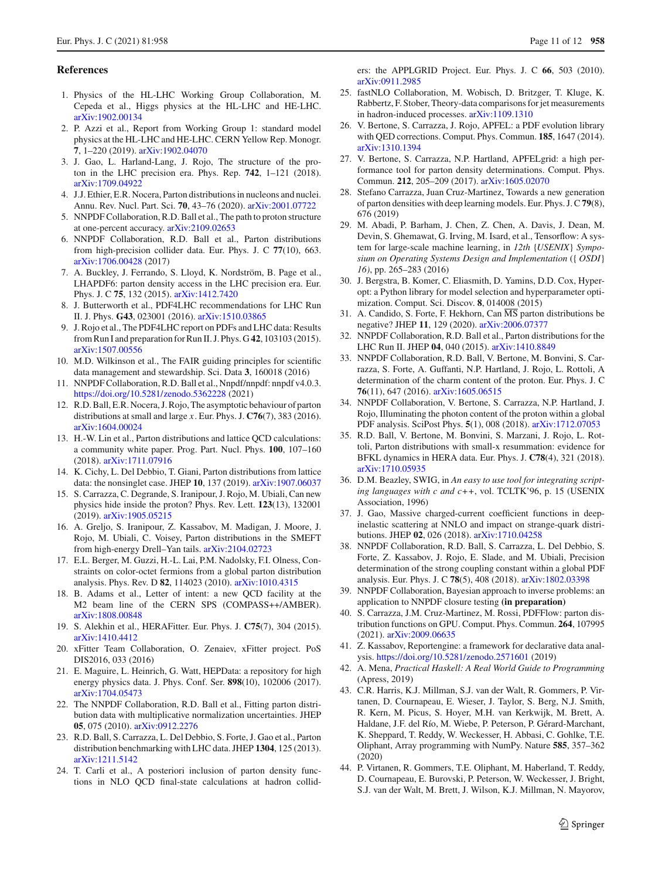## References

1. Physics of the HL-LHC Working Group Collaboration, M. Cepeda et al., Higgs physics at the HL-LHC and HE-LHC. arXiv:1902.00134
2. P. Azzi et al., Report from Working Group 1: standard model physics at the HL-LHC and HE-LHC. CERN Yellow Rep. Monogr. **7**, 1–220 (2019). arXiv:1902.04070
3. J. Gao, L. Harland-Lang, J. Rojo, The structure of the proton in the LHC precision era. Phys. Rep. **742**, 1–121 (2018). arXiv:1709.04922
4. J.J. Ethier, E.R. Nocera, Parton distributions in nucleons and nuclei. Annu. Rev. Nucl. Part. Sci. **70**, 43–76 (2020). arXiv:2001.07722
5. NNPDF Collaboration, R.D. Ball et al., The path to proton structure at one-percent accuracy. arXiv:2109.02653
6. NNPDF Collaboration, R.D. Ball et al., Parton distributions from high-precision collider data. Eur. Phys. J. C **77**(10), 663. arXiv:1706.00428 (2017)
7. A. Buckley, J. Ferrando, S. Lloyd, K. Nordström, B. Page et al., LHAPDF6: parton density access in the LHC precision era. Eur. Phys. J. C **75**, 132 (2015). arXiv:1412.7420
8. J. Butterworth et al., PDF4LHC recommendations for LHC Run II. J. Phys. **G43**, 023001 (2016). arXiv:1510.03865
9. J. Rojo et al., The PDF4LHC report on PDFs and LHC data: Results from Run I and preparation for Run II. J. Phys. G **42**, 103103 (2015). arXiv:1507.00556
10. M.D. Wilkinson et al., The FAIR guiding principles for scientific data management and stewardship. Sci. Data **3**, 160018 (2016)
11. NNPDF Collaboration, R.D. Ball et al., Nnpdf/nnpdf: nnpdf v4.0.3. https://doi.org/10.5281/zenodo.5362228 (2021)
12. R.D. Ball, E.R. Nocera, J. Rojo, The asymptotic behaviour of parton distributions at small and large $x$. Eur. Phys. J. **C76**(7), 383 (2016). arXiv:1604.00024
13. H.-W. Lin et al., Parton distributions and lattice QCD calculations: a community white paper. Prog. Part. Nucl. Phys. **100**, 107–160 (2018). arXiv:1711.07916
14. K. Cichy, L. Del Debbio, T. Giani, Parton distributions from lattice data: the nonsinglet case. JHEP **10**, 137 (2019). arXiv:1907.06037
15. S. Carrazza, C. Degrande, S. Iranipour, J. Rojo, M. Ubiali, Can new physics hide inside the proton? Phys. Rev. Lett. **123**(13), 132001 (2019). arXiv:1905.05215
16. A. Greljo, S. Iranipour, Z. Kassabov, M. Madigan, J. Moore, J. Rojo, M. Ubiali, C. Voisey, Parton distributions in the SMEFT from high-energy Drell–Yan tails. arXiv:2104.02723
17. E.L. Berger, M. Guzzi, H.-L. Lai, P.M. Nadolsky, F.I. Olness, Constraints on color-octet fermions from a global parton distribution analysis. Phys. Rev. D **82**, 114023 (2010). arXiv:1010.4315
18. B. Adams et al., Letter of intent: a new QCD facility at the M2 beam line of the CERN SPS (COMPASS++/AMBER). arXiv:1808.00848
19. S. Alekhin et al., HERAFitter. Eur. Phys. J. **C75**(7), 304 (2015). arXiv:1410.4412
20. xFitter Team Collaboration, O. Zenaiev, xFitter project. PoS DIS2016, 033 (2016)
21. E. Maguire, L. Heinrich, G. Watt, HEPData: a repository for high energy physics data. J. Phys. Conf. Ser. **898**(10), 102006 (2017). arXiv:1704.05473
22. The NNPDF Collaboration, R.D. Ball et al., Fitting parton distribution data with multiplicative normalization uncertainties. JHEP **05**, 075 (2010). arXiv:0912.2276
23. R.D. Ball, S. Carrazza, L. Del Debbio, S. Forte, J. Gao et al., Parton distribution benchmarking with LHC data. JHEP **1304**, 125 (2013). arXiv:1211.5142
24. T. Carli et al., A posteriori inclusion of parton density functions in NLO QCD final-state calculations at hadron colliders: the APPLGRID Project. Eur. Phys. J. C **66**, 503 (2010). arXiv:0911.2985
25. fastNLO Collaboration, M. Wobisch, D. Britzger, T. Kluge, K. Rabbertz, F. Stober, Theory-data comparisons for jet measurements in hadron-induced processes. arXiv:1109.1310
26. V. Bertone, S. Carrazza, J. Rojo, APFEL: a PDF evolution library with QED corrections. Comput. Phys. Commun. **185**, 1647 (2014). arXiv:1310.1394
27. V. Bertone, S. Carrazza, N.P. Hartland, APFELgrid: a high performance tool for parton density determinations. Comput. Phys. Commun. **212**, 205–209 (2017). arXiv:1605.02070
28. Stefano Carrazza, Juan Cruz-Martinez, Towards a new generation of parton densities with deep learning models. Eur. Phys. J. C **79**(8), 676 (2019)
29. M. Abadi, P. Barham, J. Chen, Z. Chen, A. Davis, J. Dean, M. Devin, S. Ghemawat, G. Irving, M. Isard, et al., Tensorflow: A system for large-scale machine learning, in *12th {USENIX} Symposium on Operating Systems Design and Implementation ({ OSDI} 16)*, pp. 265–283 (2016)
30. J. Bergstra, B. Komer, C. Eliasmith, D. Yamins, D.D. Cox, Hyperopt: a Python library for model selection and hyperparameter optimization. Comput. Sci. Discov. **8**, 014008 (2015)
31. A. Candido, S. Forte, F. Hekhorn, Can $\overline{\text{MS}}$ parton distributions be negative? JHEP **11**, 129 (2020). arXiv:2006.07377
32. NNPDF Collaboration, R.D. Ball et al., Parton distributions for the LHC Run II. JHEP **04**, 040 (2015). arXiv:1410.8849
33. NNPDF Collaboration, R.D. Ball, V. Bertone, M. Bonvini, S. Carrazza, S. Forte, A. Guffanti, N.P. Hartland, J. Rojo, L. Rottoli, A determination of the charm content of the proton. Eur. Phys. J. C **76**(11), 647 (2016). arXiv:1605.06515
34. NNPDF Collaboration, V. Bertone, S. Carrazza, N.P. Hartland, J. Rojo, Illuminating the photon content of the proton within a global PDF analysis. SciPost Phys. **5**(1), 008 (2018). arXiv:1712.07053
35. R.D. Ball, V. Bertone, M. Bonvini, S. Marzani, J. Rojo, L. Rottoli, Parton distributions with small-x resummation: evidence for BFKL dynamics in HERA data. Eur. Phys. J. **C78**(4), 321 (2018). arXiv:1710.05935
36. D.M. Beazley, SWIG, in *An easy to use tool for integrating scripting languages with c and c++*, vol. TCLTK'96, p. 15 (USENIX Association, 1996)
37. J. Gao, Massive charged-current coefficient functions in deep-inelastic scattering at NNLO and impact on strange-quark distributions. JHEP **02**, 026 (2018). arXiv:1710.04258
38. NNPDF Collaboration, R.D. Ball, S. Carrazza, L. Del Debbio, S. Forte, Z. Kassabov, J. Rojo, E. Slade, and M. Ubiali, Precision determination of the strong coupling constant within a global PDF analysis. Eur. Phys. J. C **78**(5), 408 (2018). arXiv:1802.03398
39. NNPDF Collaboration, Bayesian approach to inverse problems: an application to NNPDF closure testing **(in preparation)**
40. S. Carrazza, J.M. Cruz-Martinez, M. Rossi, PDFFlow: parton distribution functions on GPU. Comput. Phys. Commun. **264**, 107995 (2021). arXiv:2009.06635
41. Z. Kassabov, Reportengine: a framework for declarative data analysis. https://doi.org/10.5281/zenodo.2571601 (2019)
42. A. Mena, *Practical Haskell: A Real World Guide to Programming* (Apress, 2019)
43. C.R. Harris, K.J. Millman, S.J. van der Walt, R. Gommers, P. Virtanen, D. Cournapeau, E. Wieser, J. Taylor, S. Berg, N.J. Smith, R. Kern, M. Picus, S. Hoyer, M.H. van Kerkwijk, M. Brett, A. Haldane, J.F. del Río, M. Wiebe, P. Peterson, P. Gérard-Marchant, K. Sheppard, T. Reddy, W. Weckesser, H. Abbasi, C. Gohlke, T.E. Oliphant, Array programming with NumPy. Nature **585**, 357–362 (2020)
44. P. Virtanen, R. Gommers, T.E. Oliphant, M. Haberland, T. Reddy, D. Cournapeau, E. Burovski, P. Peterson, W. Weckesser, J. Bright, S.J. van der Walt, M. Brett, J. Wilson, K.J. Millman, N. Mayorov,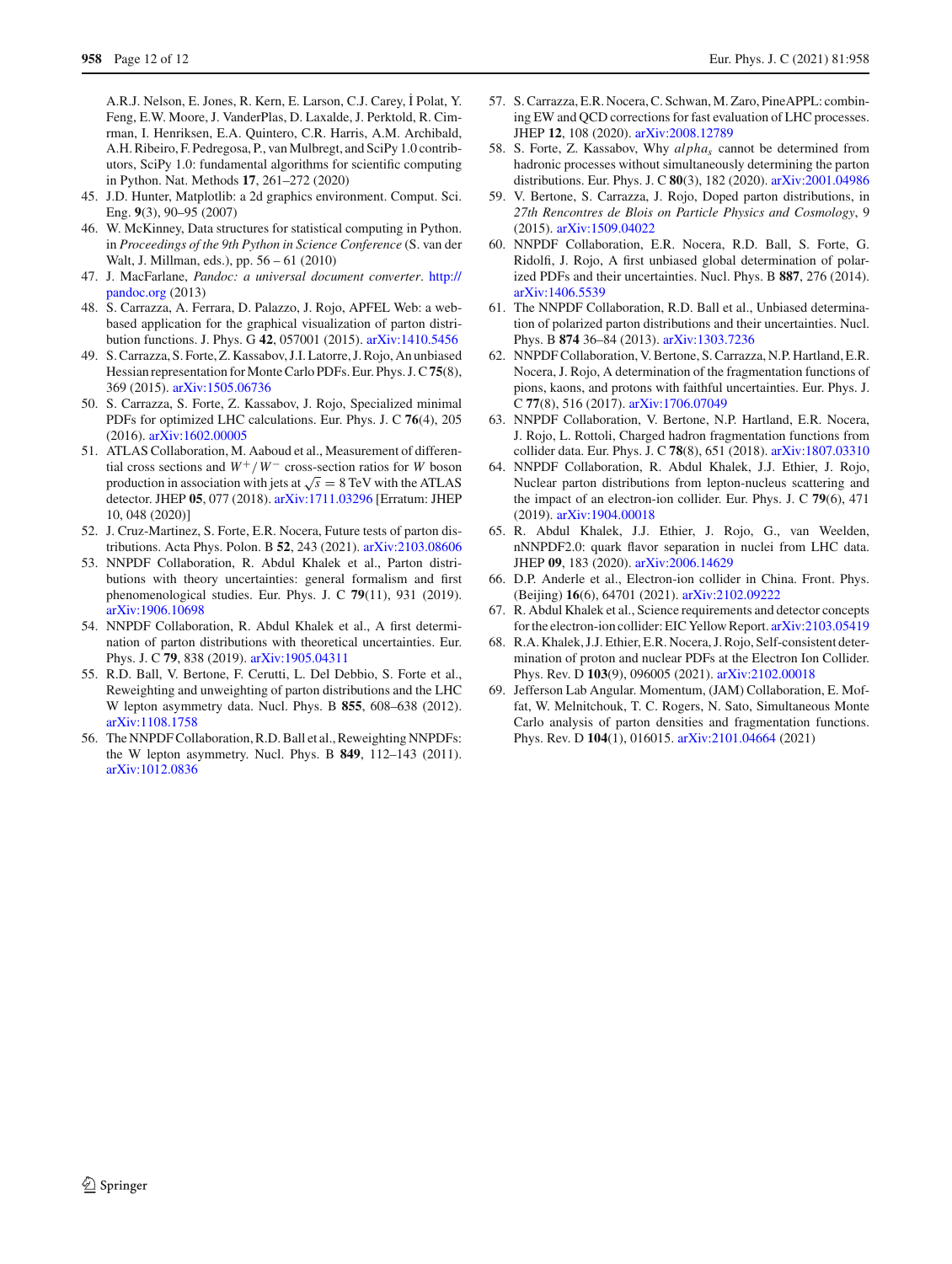A.R.J. Nelson, E. Jones, R. Kern, E. Larson, C.J. Carey, İ Polat, Y. Feng, E.W. Moore, J. VanderPlas, D. Laxalde, J. Perktold, R. Cimrman, I. Henriksen, E.A. Quintero, C.R. Harris, A.M. Archibald, A.H. Ribeiro, F. Pedregosa, P., van Mulbregt, and SciPy 1.0 contributors, SciPy 1.0: fundamental algorithms for scientific computing in Python. Nat. Methods **17**, 261–272 (2020)

45. J.D. Hunter, Matplotlib: a 2d graphics environment. Comput. Sci. Eng. **9**(3), 90–95 (2007)
46. W. McKinney, Data structures for statistical computing in Python. in *Proceedings of the 9th Python in Science Conference* (S. van der Walt, J. Millman, eds.), pp. 56 – 61 (2010)
47. J. MacFarlane, *Pandoc: a universal document converter*. http://pandoc.org (2013)
48. S. Carrazza, A. Ferrara, D. Palazzo, J. Rojo, APFEL Web: a web-based application for the graphical visualization of parton distribution functions. J. Phys. G **42**, 057001 (2015). arXiv:1410.5456
49. S. Carrazza, S. Forte, Z. Kassabov, J.I. Latorre, J. Rojo, An unbiased Hessian representation for Monte Carlo PDFs. Eur. Phys. J. C **75**(8), 369 (2015). arXiv:1505.06736
50. S. Carrazza, S. Forte, Z. Kassabov, J. Rojo, Specialized minimal PDFs for optimized LHC calculations. Eur. Phys. J. C **76**(4), 205 (2016). arXiv:1602.00005
51. ATLAS Collaboration, M. Aaboud et al., Measurement of differential cross sections and $W^+/W^-$ cross-section ratios for $W$ boson production in association with jets at $\sqrt{s} = 8$ TeV with the ATLAS detector. JHEP **05**, 077 (2018). arXiv:1711.03296 [Erratum: JHEP 10, 048 (2020)]
52. J. Cruz-Martinez, S. Forte, E.R. Nocera, Future tests of parton distributions. Acta Phys. Polon. B **52**, 243 (2021). arXiv:2103.08606
53. NNPDF Collaboration, R. Abdul Khalek et al., Parton distributions with theory uncertainties: general formalism and first phenomenological studies. Eur. Phys. J. C **79**(11), 931 (2019). arXiv:1906.10698
54. NNPDF Collaboration, R. Abdul Khalek et al., A first determination of parton distributions with theoretical uncertainties. Eur. Phys. J. C **79**, 838 (2019). arXiv:1905.04311
55. R.D. Ball, V. Bertone, F. Cerutti, L. Del Debbio, S. Forte et al., Reweighting and unweighting of parton distributions and the LHC W lepton asymmetry data. Nucl. Phys. B **855**, 608–638 (2012). arXiv:1108.1758
56. The NNPDF Collaboration, R.D. Ball et al., Reweighting NNPDFs: the W lepton asymmetry. Nucl. Phys. B **849**, 112–143 (2011). arXiv:1012.0836
57. S. Carrazza, E.R. Nocera, C. Schwan, M. Zaro, PineAPPL: combining EW and QCD corrections for fast evaluation of LHC processes. JHEP **12**, 108 (2020). arXiv:2008.12789
58. S. Forte, Z. Kassabov, Why $alpha_s$ cannot be determined from hadronic processes without simultaneously determining the parton distributions. Eur. Phys. J. C **80**(3), 182 (2020). arXiv:2001.04986
59. V. Bertone, S. Carrazza, J. Rojo, Doped parton distributions, in *27th Rencontres de Blois on Particle Physics and Cosmology*, 9 (2015). arXiv:1509.04022
60. NNPDF Collaboration, E.R. Nocera, R.D. Ball, S. Forte, G. Ridolfi, J. Rojo, A first unbiased global determination of polarized PDFs and their uncertainties. Nucl. Phys. B **887**, 276 (2014). arXiv:1406.5539
61. The NNPDF Collaboration, R.D. Ball et al., Unbiased determination of polarized parton distributions and their uncertainties. Nucl. Phys. B **874** 36–84 (2013). arXiv:1303.7236
62. NNPDF Collaboration, V. Bertone, S. Carrazza, N.P. Hartland, E.R. Nocera, J. Rojo, A determination of the fragmentation functions of pions, kaons, and protons with faithful uncertainties. Eur. Phys. J. C **77**(8), 516 (2017). arXiv:1706.07049
63. NNPDF Collaboration, V. Bertone, N.P. Hartland, E.R. Nocera, J. Rojo, L. Rottoli, Charged hadron fragmentation functions from collider data. Eur. Phys. J. C **78**(8), 651 (2018). arXiv:1807.03310
64. NNPDF Collaboration, R. Abdul Khalek, J.J. Ethier, J. Rojo, Nuclear parton distributions from lepton-nucleus scattering and the impact of an electron-ion collider. Eur. Phys. J. C **79**(6), 471 (2019). arXiv:1904.00018
65. R. Abdul Khalek, J.J. Ethier, J. Rojo, G., van Weelden, nNNPDF2.0: quark flavor separation in nuclei from LHC data. JHEP **09**, 183 (2020). arXiv:2006.14629
66. D.P. Anderle et al., Electron-ion collider in China. Front. Phys. (Beijing) **16**(6), 64701 (2021). arXiv:2102.09222
67. R. Abdul Khalek et al., Science requirements and detector concepts for the electron-ion collider: EIC Yellow Report. arXiv:2103.05419
68. R.A. Khalek, J.J. Ethier, E.R. Nocera, J. Rojo, Self-consistent determination of proton and nuclear PDFs at the Electron Ion Collider. Phys. Rev. D **103**(9), 096005 (2021). arXiv:2102.00018
69. Jefferson Lab Angular. Momentum, (JAM) Collaboration, E. Moffat, W. Melnitchouk, T. C. Rogers, N. Sato, Simultaneous Monte Carlo analysis of parton densities and fragmentation functions. Phys. Rev. D **104**(1), 016015. arXiv:2101.04664 (2021)